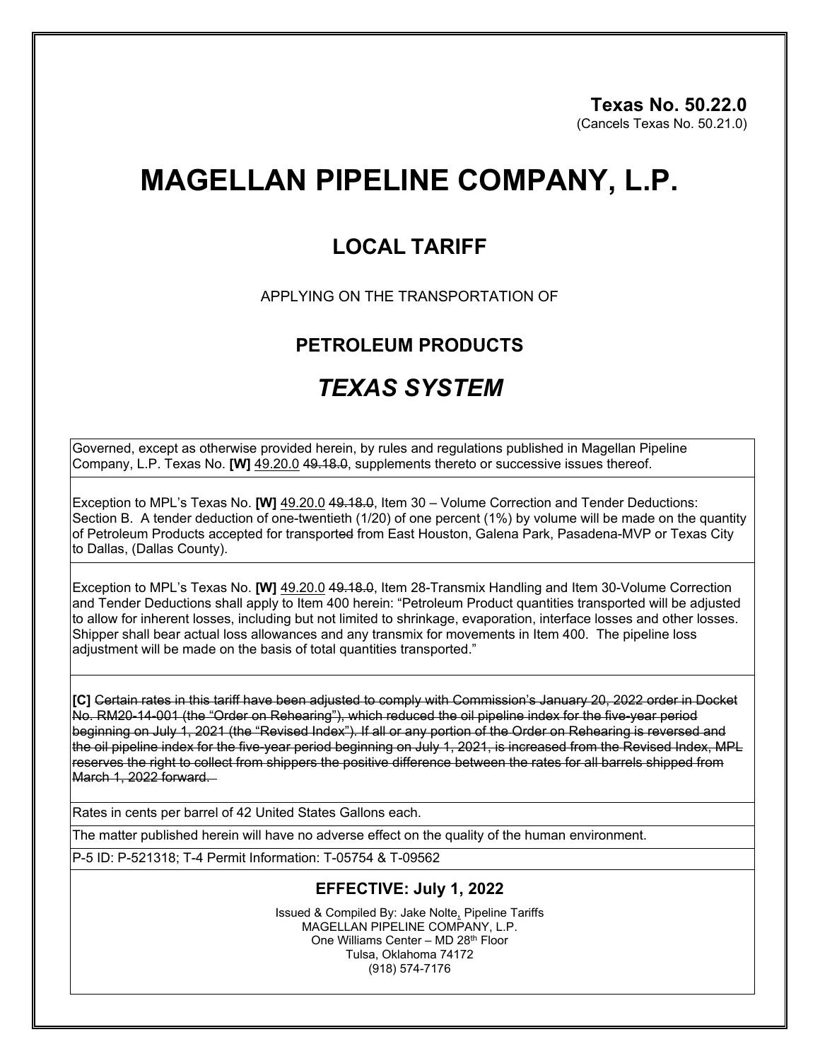**Texas No. 50.22.0**
(Cancels Texas No. 50.21.0)

# MAGELLAN PIPELINE COMPANY, L.P.

## LOCAL TARIFF

APPLYING ON THE TRANSPORTATION OF

### PETROLEUM PRODUCTS

## *TEXAS SYSTEM*

Governed, except as otherwise provided herein, by rules and regulations published in Magellan Pipeline Company, L.P. Texas No. **[W]** 49.20.0 ~~49.18.0~~, supplements thereto or successive issues thereof.

Exception to MPL's Texas No. **[W]** 49.20.0 ~~49.18.0~~, Item 30 – Volume Correction and Tender Deductions: Section B. A tender deduction of one-twentieth (1/20) of one percent (1%) by volume will be made on the quantity of Petroleum Products accepted for transport~~ed~~ from East Houston, Galena Park, Pasadena-MVP or Texas City to Dallas, (Dallas County).

Exception to MPL's Texas No. **[W]** 49.20.0 ~~49.18.0~~, Item 28-Transmix Handling and Item 30-Volume Correction and Tender Deductions shall apply to Item 400 herein: "Petroleum Product quantities transported will be adjusted to allow for inherent losses, including but not limited to shrinkage, evaporation, interface losses and other losses. Shipper shall bear actual loss allowances and any transmix for movements in Item 400. The pipeline loss adjustment will be made on the basis of total quantities transported."

**[C]** ~~Certain rates in this tariff have been adjusted to comply with Commission's January 20, 2022 order in Docket No. RM20-14-001 (the "Order on Rehearing"), which reduced the oil pipeline index for the five-year period beginning on July 1, 2021 (the "Revised Index"). If all or any portion of the Order on Rehearing is reversed and the oil pipeline index for the five-year period beginning on July 1, 2021, is increased from the Revised Index, MPL reserves the right to collect from shippers the positive difference between the rates for all barrels shipped from March 1, 2022 forward.~~

Rates in cents per barrel of 42 United States Gallons each.

The matter published herein will have no adverse effect on the quality of the human environment.

P-5 ID: P-521318; T-4 Permit Information: T-05754 & T-09562

### EFFECTIVE: July 1, 2022

Issued & Compiled By: Jake Nolte, Pipeline Tariffs
MAGELLAN PIPELINE COMPANY, L.P.
One Williams Center – MD 28th Floor
Tulsa, Oklahoma 74172
(918) 574-7176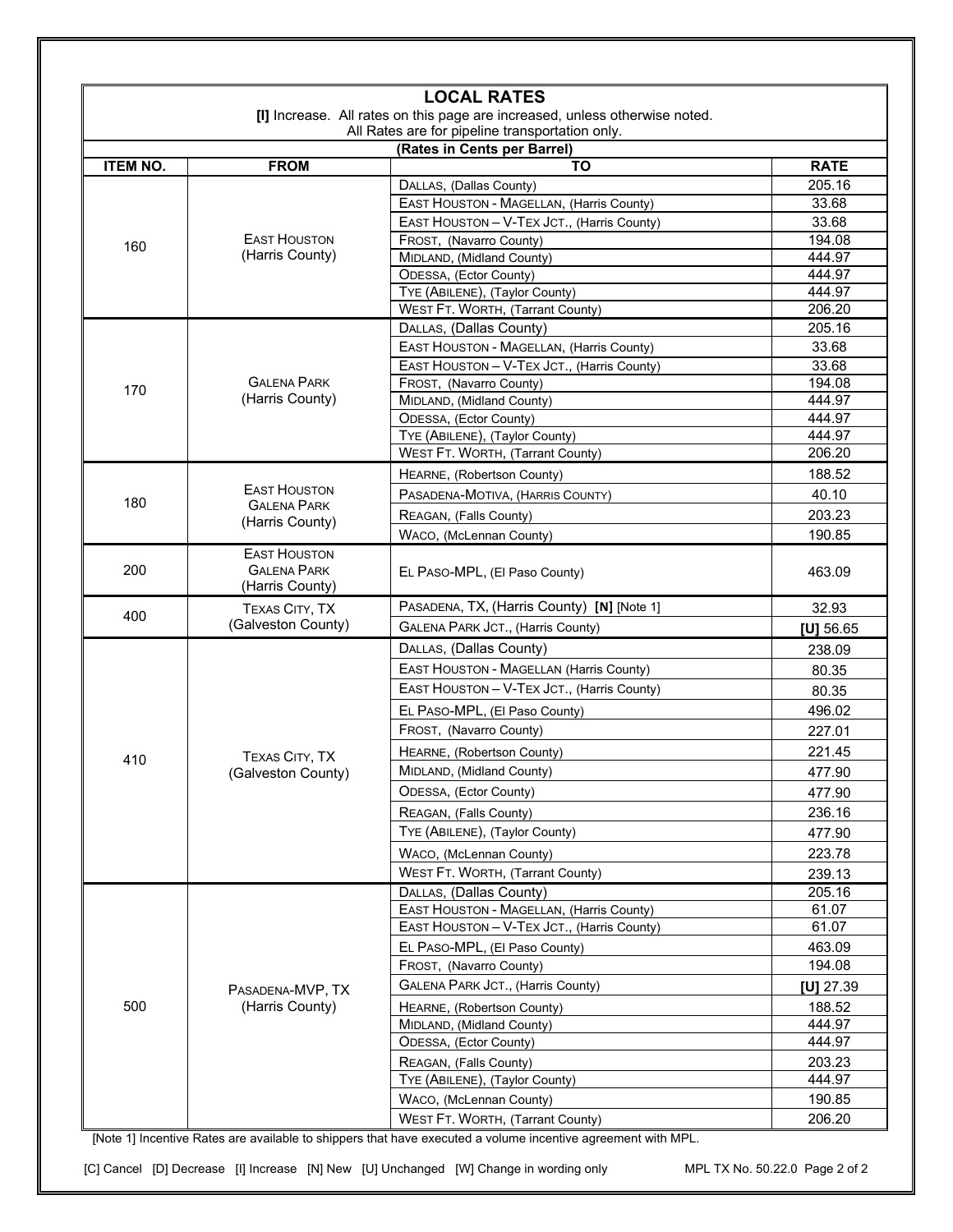## LOCAL RATES

**[I]** Increase. All rates on this page are increased, unless otherwise noted.
All Rates are for pipeline transportation only.

**(Rates in Cents per Barrel)**

| ITEM NO. | FROM | TO | RATE |
|---|---|---|---|
| 160 | EAST HOUSTON (Harris County) | DALLAS, (Dallas County) | 205.16 |
| | | EAST HOUSTON - MAGELLAN, (Harris County) | 33.68 |
| | | EAST HOUSTON – V-TEX JCT., (Harris County) | 33.68 |
| | | FROST, (Navarro County) | 194.08 |
| | | MIDLAND, (Midland County) | 444.97 |
| | | ODESSA, (Ector County) | 444.97 |
| | | TYE (ABILENE), (Taylor County) | 444.97 |
| | | WEST FT. WORTH, (Tarrant County) | 206.20 |
| 170 | GALENA PARK (Harris County) | DALLAS, (Dallas County) | 205.16 |
| | | EAST HOUSTON - MAGELLAN, (Harris County) | 33.68 |
| | | EAST HOUSTON – V-TEX JCT., (Harris County) | 33.68 |
| | | FROST, (Navarro County) | 194.08 |
| | | MIDLAND, (Midland County) | 444.97 |
| | | ODESSA, (Ector County) | 444.97 |
| | | TYE (ABILENE), (Taylor County) | 444.97 |
| | | WEST FT. WORTH, (Tarrant County) | 206.20 |
| 180 | EAST HOUSTON GALENA PARK (Harris County) | HEARNE, (Robertson County) | 188.52 |
| | | PASADENA-MOTIVA, (HARRIS COUNTY) | 40.10 |
| | | REAGAN, (Falls County) | 203.23 |
| | | WACO, (McLennan County) | 190.85 |
| 200 | EAST HOUSTON GALENA PARK (Harris County) | EL PASO-MPL, (El Paso County) | 463.09 |
| 400 | TEXAS CITY, TX (Galveston County) | PASADENA, TX, (Harris County) **[N]** [Note 1] | 32.93 |
| | | GALENA PARK JCT., (Harris County) | **[U]** 56.65 |
| 410 | TEXAS CITY, TX (Galveston County) | DALLAS, (Dallas County) | 238.09 |
| | | EAST HOUSTON - MAGELLAN (Harris County) | 80.35 |
| | | EAST HOUSTON – V-TEX JCT., (Harris County) | 80.35 |
| | | EL PASO-MPL, (El Paso County) | 496.02 |
| | | FROST, (Navarro County) | 227.01 |
| | | HEARNE, (Robertson County) | 221.45 |
| | | MIDLAND, (Midland County) | 477.90 |
| | | ODESSA, (Ector County) | 477.90 |
| | | REAGAN, (Falls County) | 236.16 |
| | | TYE (ABILENE), (Taylor County) | 477.90 |
| | | WACO, (McLennan County) | 223.78 |
| | | WEST FT. WORTH, (Tarrant County) | 239.13 |
| 500 | PASADENA-MVP, TX (Harris County) | DALLAS, (Dallas County) | 205.16 |
| | | EAST HOUSTON - MAGELLAN, (Harris County) | 61.07 |
| | | EAST HOUSTON – V-TEX JCT., (Harris County) | 61.07 |
| | | EL PASO-MPL, (El Paso County) | 463.09 |
| | | FROST, (Navarro County) | 194.08 |
| | | GALENA PARK JCT., (Harris County) | **[U]** 27.39 |
| | | HEARNE, (Robertson County) | 188.52 |
| | | MIDLAND, (Midland County) | 444.97 |
| | | ODESSA, (Ector County) | 444.97 |
| | | REAGAN, (Falls County) | 203.23 |
| | | TYE (ABILENE), (Taylor County) | 444.97 |
| | | WACO, (McLennan County) | 190.85 |
| | | WEST FT. WORTH, (Tarrant County) | 206.20 |

[Note 1] Incentive Rates are available to shippers that have executed a volume incentive agreement with MPL.

[C] Cancel [D] Decrease [I] Increase [N] New [U] Unchanged [W] Change in wording only

MPL TX No. 50.22.0